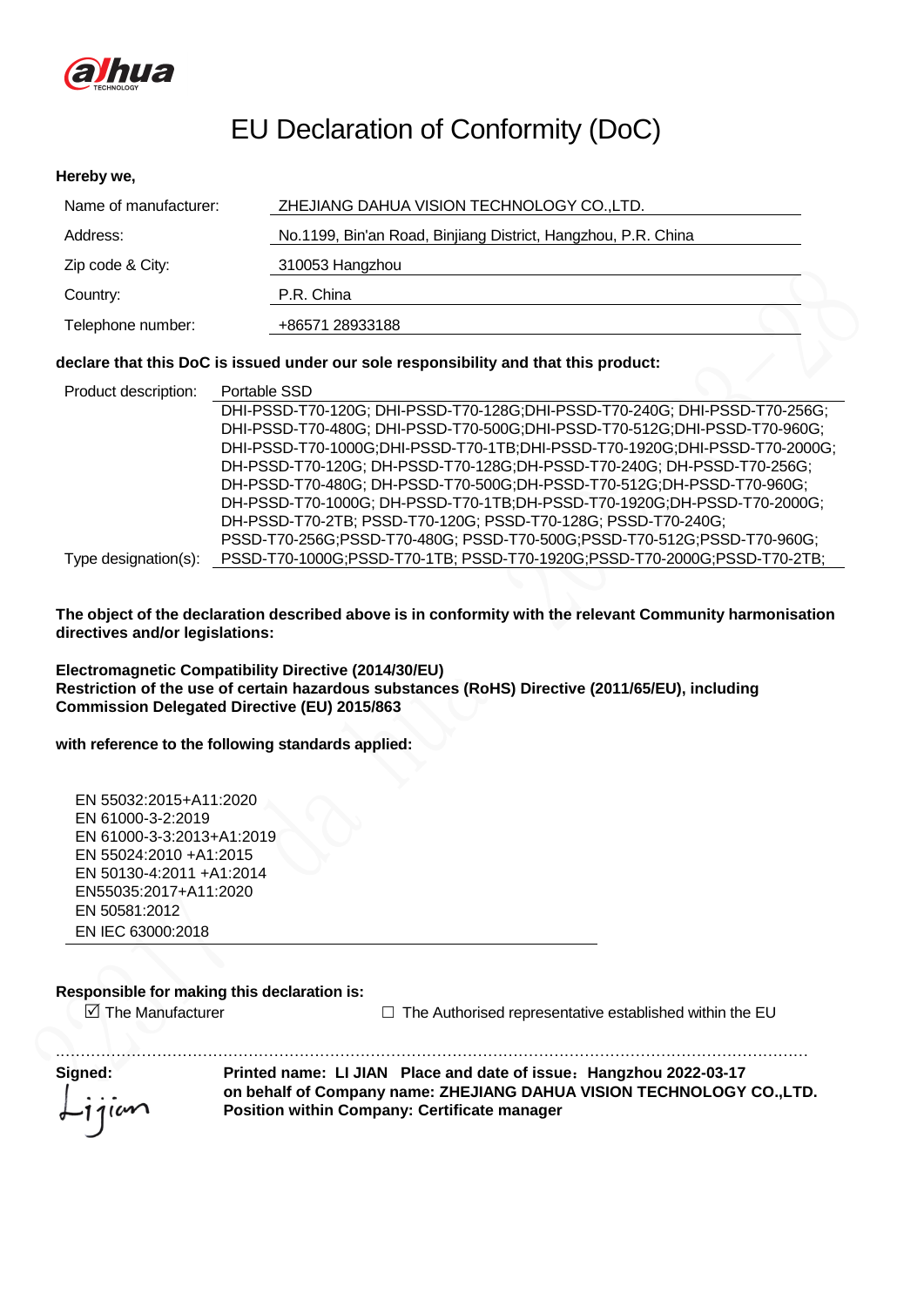# EU Declaration of Conformity (DoC)

**Hereby we,**

| | |
|---|---|
| Name of manufacturer: | ZHEJIANG DAHUA VISION TECHNOLOGY CO.,LTD. |
| Address: | No.1199, Bin'an Road, Binjiang District, Hangzhou, P.R. China |
| Zip code & City: | 310053 Hangzhou |
| Country: | P.R. China |
| Telephone number: | +86571 28933188 |

**declare that this DoC is issued under our sole responsibility and that this product:**

| | |
|---|---|
| Product description: | Portable SSD |
| Type designation(s): | DHI-PSSD-T70-120G; DHI-PSSD-T70-128G;DHI-PSSD-T70-240G; DHI-PSSD-T70-256G; DHI-PSSD-T70-480G; DHI-PSSD-T70-500G;DHI-PSSD-T70-512G;DHI-PSSD-T70-960G; DHI-PSSD-T70-1000G;DHI-PSSD-T70-1TB;DHI-PSSD-T70-1920G;DHI-PSSD-T70-2000G; DH-PSSD-T70-120G; DH-PSSD-T70-128G;DH-PSSD-T70-240G; DH-PSSD-T70-256G; DH-PSSD-T70-480G; DH-PSSD-T70-500G;DH-PSSD-T70-512G;DH-PSSD-T70-960G; DH-PSSD-T70-1000G; DH-PSSD-T70-1TB;DH-PSSD-T70-1920G;DH-PSSD-T70-2000G; DH-PSSD-T70-2TB; PSSD-T70-120G; PSSD-T70-128G; PSSD-T70-240G; PSSD-T70-256G;PSSD-T70-480G; PSSD-T70-500G;PSSD-T70-512G;PSSD-T70-960G; PSSD-T70-1000G;PSSD-T70-1TB; PSSD-T70-1920G;PSSD-T70-2000G;PSSD-T70-2TB; |

**The object of the declaration described above is in conformity with the relevant Community harmonisation directives and/or legislations:**

**Electromagnetic Compatibility Directive (2014/30/EU)**
**Restriction of the use of certain hazardous substances (RoHS) Directive (2011/65/EU), including Commission Delegated Directive (EU) 2015/863**

**with reference to the following standards applied:**

EN 55032:2015+A11:2020
EN 61000-3-2:2019
EN 61000-3-3:2013+A1:2019
EN 55024:2010 +A1:2015
EN 50130-4:2011 +A1:2014
EN55035:2017+A11:2020
EN 50581:2012
EN IEC 63000:2018

**Responsible for making this declaration is:**

☑ The Manufacturer ☐ The Authorised representative established within the EU

**Signed:**

Lijian

**Printed name: LI JIAN Place and date of issue：Hangzhou 2022-03-17**
**on behalf of Company name: ZHEJIANG DAHUA VISION TECHNOLOGY CO.,LTD.**
**Position within Company: Certificate manager**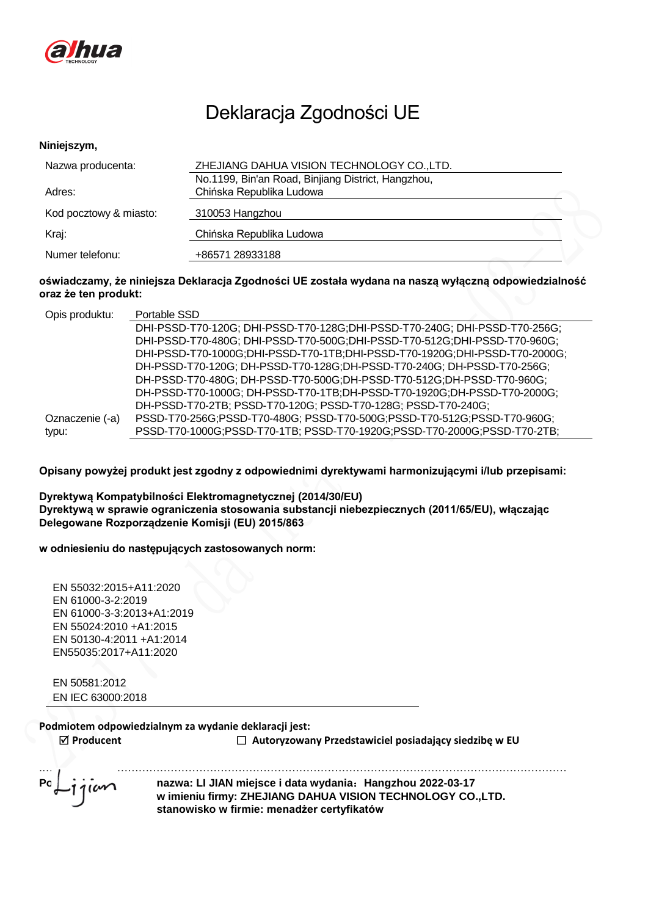# Deklaracja Zgodności UE

**Niniejszym,**

| | |
|---|---|
| Nazwa producenta: | ZHEJIANG DAHUA VISION TECHNOLOGY CO.,LTD. |
| Adres: | No.1199, Bin'an Road, Binjiang District, Hangzhou, Chińska Republika Ludowa |
| Kod pocztowy & miasto: | 310053 Hangzhou |
| Kraj: | Chińska Republika Ludowa |
| Numer telefonu: | +86571 28933188 |

**oświadczamy, że niniejsza Deklaracja Zgodności UE została wydana na naszą wyłączną odpowiedzialność oraz że ten produkt:**

| | |
|---|---|
| Opis produktu: | Portable SSD |
| Oznaczenie (-a) typu: | DHI-PSSD-T70-120G; DHI-PSSD-T70-128G;DHI-PSSD-T70-240G; DHI-PSSD-T70-256G; DHI-PSSD-T70-480G; DHI-PSSD-T70-500G;DHI-PSSD-T70-512G;DHI-PSSD-T70-960G; DHI-PSSD-T70-1000G;DHI-PSSD-T70-1TB;DHI-PSSD-T70-1920G;DHI-PSSD-T70-2000G; DH-PSSD-T70-120G; DH-PSSD-T70-128G;DH-PSSD-T70-240G; DH-PSSD-T70-256G; DH-PSSD-T70-480G; DH-PSSD-T70-500G;DH-PSSD-T70-512G;DH-PSSD-T70-960G; DH-PSSD-T70-1000G; DH-PSSD-T70-1TB;DH-PSSD-T70-1920G;DH-PSSD-T70-2000G; DH-PSSD-T70-2TB; PSSD-T70-120G; PSSD-T70-128G; PSSD-T70-240G; PSSD-T70-256G;PSSD-T70-480G; PSSD-T70-500G;PSSD-T70-512G;PSSD-T70-960G; PSSD-T70-1000G;PSSD-T70-1TB; PSSD-T70-1920G;PSSD-T70-2000G;PSSD-T70-2TB; |

**Opisany powyżej produkt jest zgodny z odpowiednimi dyrektywami harmonizującymi i/lub przepisami:**

**Dyrektywą Kompatybilności Elektromagnetycznej (2014/30/EU)**
**Dyrektywą w sprawie ograniczenia stosowania substancji niebezpiecznych (2011/65/EU), włączając Delegowane Rozporządzenie Komisji (EU) 2015/863**

**w odniesieniu do następujących zastosowanych norm:**

EN 55032:2015+A11:2020
EN 61000-3-2:2019
EN 61000-3-3:2013+A1:2019
EN 55024:2010 +A1:2015
EN 50130-4:2011 +A1:2014
EN55035:2017+A11:2020

EN 50581:2012
EN IEC 63000:2018

**Podmiotem odpowiedzialnym za wydanie deklaracji jest:**

☑ **Producent** ☐ **Autoryzowany Przedstawiciel posiadający siedzibę w EU**

Po Lijian

**nazwa: LI JIAN miejsce i data wydania：Hangzhou 2022-03-17**
**w imieniu firmy: ZHEJIANG DAHUA VISION TECHNOLOGY CO.,LTD.**
**stanowisko w firmie: menadżer certyfikatów**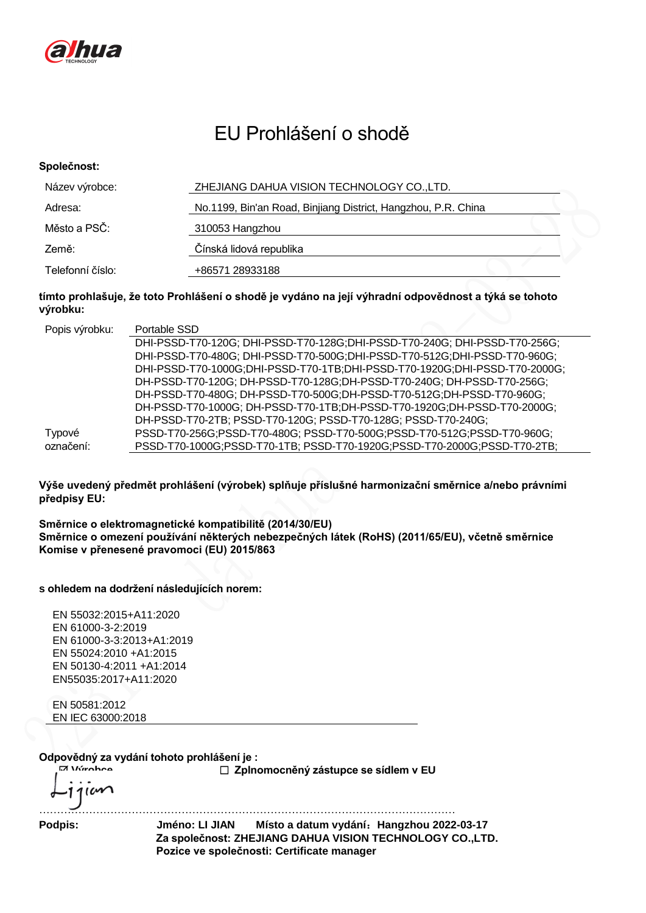# EU Prohlášení o shodě

**Společnost:**

| | |
|---|---|
| Název výrobce: | ZHEJIANG DAHUA VISION TECHNOLOGY CO.,LTD. |
| Adresa: | No.1199, Bin'an Road, Binjiang District, Hangzhou, P.R. China |
| Město a PSČ: | 310053 Hangzhou |
| Země: | Čínská lidová republika |
| Telefonní číslo: | +86571 28933188 |

**tímto prohlašuje, že toto Prohlášení o shodě je vydáno na její výhradní odpovědnost a týká se tohoto výrobku:**

| | |
|---|---|
| Popis výrobku: | Portable SSD |
| Typové označení: | DHI-PSSD-T70-120G; DHI-PSSD-T70-128G;DHI-PSSD-T70-240G; DHI-PSSD-T70-256G; DHI-PSSD-T70-480G; DHI-PSSD-T70-500G;DHI-PSSD-T70-512G;DHI-PSSD-T70-960G; DHI-PSSD-T70-1000G;DHI-PSSD-T70-1TB;DHI-PSSD-T70-1920G;DHI-PSSD-T70-2000G; DH-PSSD-T70-120G; DH-PSSD-T70-128G;DH-PSSD-T70-240G; DH-PSSD-T70-256G; DH-PSSD-T70-480G; DH-PSSD-T70-500G;DH-PSSD-T70-512G;DH-PSSD-T70-960G; DH-PSSD-T70-1000G; DH-PSSD-T70-1TB;DH-PSSD-T70-1920G;DH-PSSD-T70-2000G; DH-PSSD-T70-2TB; PSSD-T70-120G; PSSD-T70-128G; PSSD-T70-240G; PSSD-T70-256G;PSSD-T70-480G; PSSD-T70-500G;PSSD-T70-512G;PSSD-T70-960G; PSSD-T70-1000G;PSSD-T70-1TB; PSSD-T70-1920G;PSSD-T70-2000G;PSSD-T70-2TB; |

**Výše uvedený předmět prohlášení (výrobek) splňuje příslušné harmonizační směrnice a/nebo právními předpisy EU:**

**Směrnice o elektromagnetické kompatibilitě (2014/30/EU)**
**Směrnice o omezení používání některých nebezpečných látek (RoHS) (2011/65/EU), včetně směrnice Komise v přenesené pravomoci (EU) 2015/863**

**s ohledem na dodržení následujících norem:**

EN 55032:2015+A11:2020
EN 61000-3-2:2019
EN 61000-3-3:2013+A1:2019
EN 55024:2010 +A1:2015
EN 50130-4:2011 +A1:2014
EN55035:2017+A11:2020

EN 50581:2012
EN IEC 63000:2018

**Odpovědný za vydání tohoto prohlášení je :**

☑ Výrobce ☐ Zplnomocněný zástupce se sídlem v EU

Lijian

**Podpis:** **Jméno: LI JIAN** **Místo a datum vydání：Hangzhou 2022-03-17**
**Za společnost: ZHEJIANG DAHUA VISION TECHNOLOGY CO.,LTD.**
**Pozice ve společnosti: Certificate manager**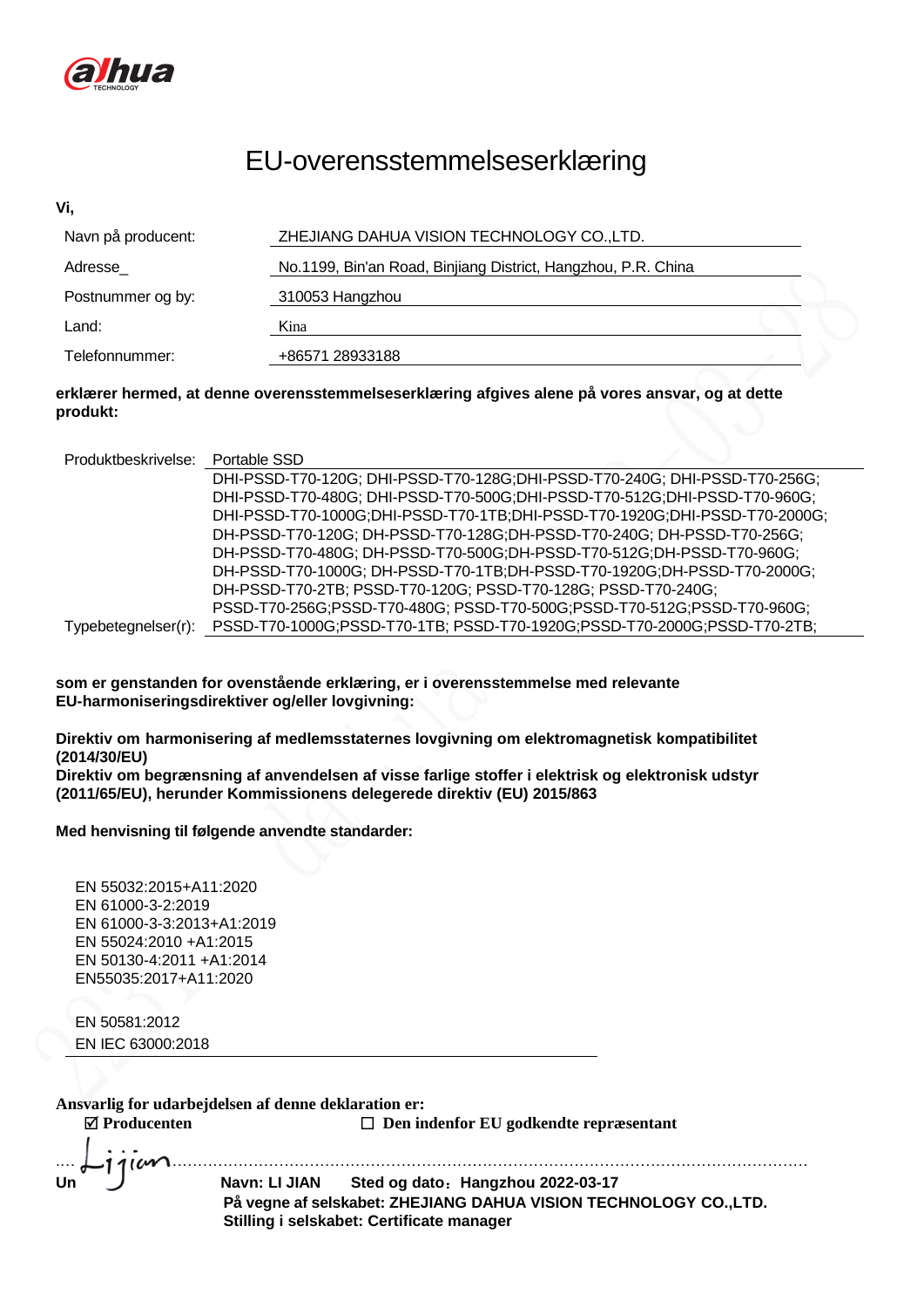# EU-overensstemmelseserklæring

**Vi,**

| | |
|---|---|
| Navn på producent: | ZHEJIANG DAHUA VISION TECHNOLOGY CO.,LTD. |
| Adresse_ | No.1199, Bin'an Road, Binjiang District, Hangzhou, P.R. China |
| Postnummer og by: | 310053 Hangzhou |
| Land: | Kina |
| Telefonnummer: | +86571 28933188 |

**erklærer hermed, at denne overensstemmelseserklæring afgives alene på vores ansvar, og at dette produkt:**

| | |
|---|---|
| Produktbeskrivelse: | Portable SSD |
| Typebetegnelser(r): | DHI-PSSD-T70-120G; DHI-PSSD-T70-128G;DHI-PSSD-T70-240G; DHI-PSSD-T70-256G; DHI-PSSD-T70-480G; DHI-PSSD-T70-500G;DHI-PSSD-T70-512G;DHI-PSSD-T70-960G; DHI-PSSD-T70-1000G;DHI-PSSD-T70-1TB;DHI-PSSD-T70-1920G;DHI-PSSD-T70-2000G; DH-PSSD-T70-120G; DH-PSSD-T70-128G;DH-PSSD-T70-240G; DH-PSSD-T70-256G; DH-PSSD-T70-480G; DH-PSSD-T70-500G;DH-PSSD-T70-512G;DH-PSSD-T70-960G; DH-PSSD-T70-1000G; DH-PSSD-T70-1TB;DH-PSSD-T70-1920G;DH-PSSD-T70-2000G; DH-PSSD-T70-2TB; PSSD-T70-120G; PSSD-T70-128G; PSSD-T70-240G; PSSD-T70-256G;PSSD-T70-480G; PSSD-T70-500G;PSSD-T70-512G;PSSD-T70-960G; PSSD-T70-1000G;PSSD-T70-1TB; PSSD-T70-1920G;PSSD-T70-2000G;PSSD-T70-2TB; |

**som er genstanden for ovenstående erklæring, er i overensstemmelse med relevante EU-harmoniseringsdirektiver og/eller lovgivning:**

**Direktiv om harmonisering af medlemsstaternes lovgivning om elektromagnetisk kompatibilitet (2014/30/EU)**
**Direktiv om begrænsning af anvendelsen af visse farlige stoffer i elektrisk og elektronisk udstyr (2011/65/EU), herunder Kommissionens delegerede direktiv (EU) 2015/863**

**Med henvisning til følgende anvendte standarder:**

EN 55032:2015+A11:2020
EN 61000-3-2:2019
EN 61000-3-3:2013+A1:2019
EN 55024:2010 +A1:2015
EN 50130-4:2011 +A1:2014
EN55035:2017+A11:2020

EN 50581:2012
EN IEC 63000:2018

**Ansvarlig for udarbejdelsen af denne deklaration er:**

☑ **Producenten** ☐ **Den indenfor EU godkendte repræsentant**

**Un** **Navn: LI JIAN** **Sted og dato：Hangzhou 2022-03-17**
**På vegne af selskabet: ZHEJIANG DAHUA VISION TECHNOLOGY CO.,LTD.**
**Stilling i selskabet: Certificate manager**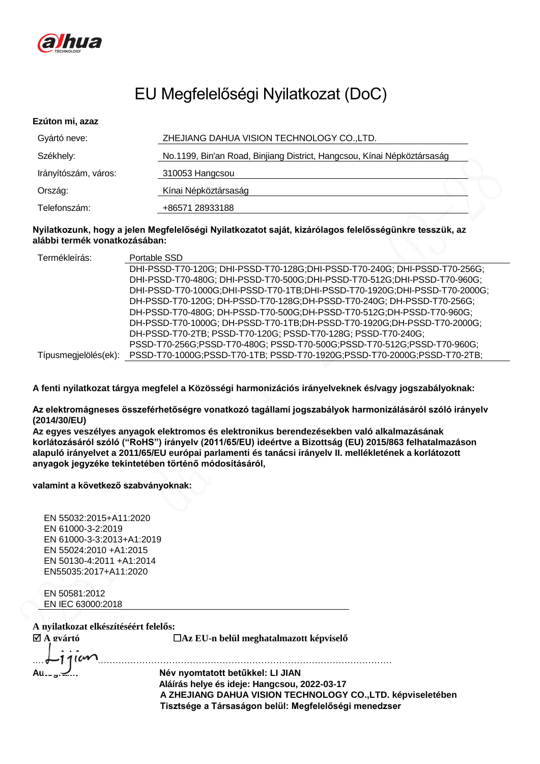# EU Megfelelőségi Nyilatkozat (DoC)

**Ezúton mi, azaz**

| | |
|---|---|
| Gyártó neve: | ZHEJIANG DAHUA VISION TECHNOLOGY CO.,LTD. |
| Székhely: | No.1199, Bin'an Road, Binjiang District, Hangcsou, Kínai Népköztársaság |
| Irányítószám, város: | 310053 Hangcsou |
| Ország: | Kínai Népköztársaság |
| Telefonszám: | +86571 28933188 |

**Nyilatkozunk, hogy a jelen Megfelelőségi Nyilatkozatot saját, kizárólagos felelősségünkre tesszük, az alábbi termék vonatkozásában:**

| | |
|---|---|
| Termékleírás: | Portable SSD |
| Típusmegjelölés(ek): | DHI-PSSD-T70-120G; DHI-PSSD-T70-128G;DHI-PSSD-T70-240G; DHI-PSSD-T70-256G; DHI-PSSD-T70-480G; DHI-PSSD-T70-500G;DHI-PSSD-T70-512G;DHI-PSSD-T70-960G; DHI-PSSD-T70-1000G;DHI-PSSD-T70-1TB;DHI-PSSD-T70-1920G;DHI-PSSD-T70-2000G; DH-PSSD-T70-120G; DH-PSSD-T70-128G;DH-PSSD-T70-240G; DH-PSSD-T70-256G; DH-PSSD-T70-480G; DH-PSSD-T70-500G;DH-PSSD-T70-512G;DH-PSSD-T70-960G; DH-PSSD-T70-1000G; DH-PSSD-T70-1TB;DH-PSSD-T70-1920G;DH-PSSD-T70-2000G; DH-PSSD-T70-2TB; PSSD-T70-120G; PSSD-T70-128G; PSSD-T70-240G; PSSD-T70-256G;PSSD-T70-480G; PSSD-T70-500G;PSSD-T70-512G;PSSD-T70-960G; PSSD-T70-1000G;PSSD-T70-1TB; PSSD-T70-1920G;PSSD-T70-2000G;PSSD-T70-2TB; |

**A fenti nyilatkozat tárgya megfelel a Közösségi harmonizációs irányelveknek és/vagy jogszabályoknak:**

**Az elektromágneses összeférhetőségre vonatkozó tagállami jogszabályok harmonizálásáról szóló irányelv (2014/30/EU)**
**Az egyes veszélyes anyagok elektromos és elektronikus berendezésekben való alkalmazásának korlátozásáról szóló ("RoHS") irányelv (2011/65/EU) ideértve a Bizottság (EU) 2015/863 felhatalmazáson alapuló irányelvet a 2011/65/EU európai parlamenti és tanácsi irányelv II. mellékletének a korlátozott anyagok jegyzéke tekintetében történő módosításáról,**

**valamint a következő szabványoknak:**

EN 55032:2015+A11:2020
EN 61000-3-2:2019
EN 61000-3-3:2013+A1:2019
EN 55024:2010 +A1:2015
EN 50130-4:2011 +A1:2014
EN55035:2017+A11:2020

EN 50581:2012
EN IEC 63000:2018

**A nyilatkozat elkészítéséért felelős:**
☑ **A gyártó** ☐**Az EU-n belül meghatalmazott képviselő**

Li jian
**Aláírás**

**Név nyomtatott betűkkel: LI JIAN**
**Aláírás helye és ideje: Hangcsou, 2022-03-17**
**A ZHEJIANG DAHUA VISION TECHNOLOGY CO.,LTD. képviseletében**
**Tisztsége a Társaságon belül: Megfelelőségi menedzser**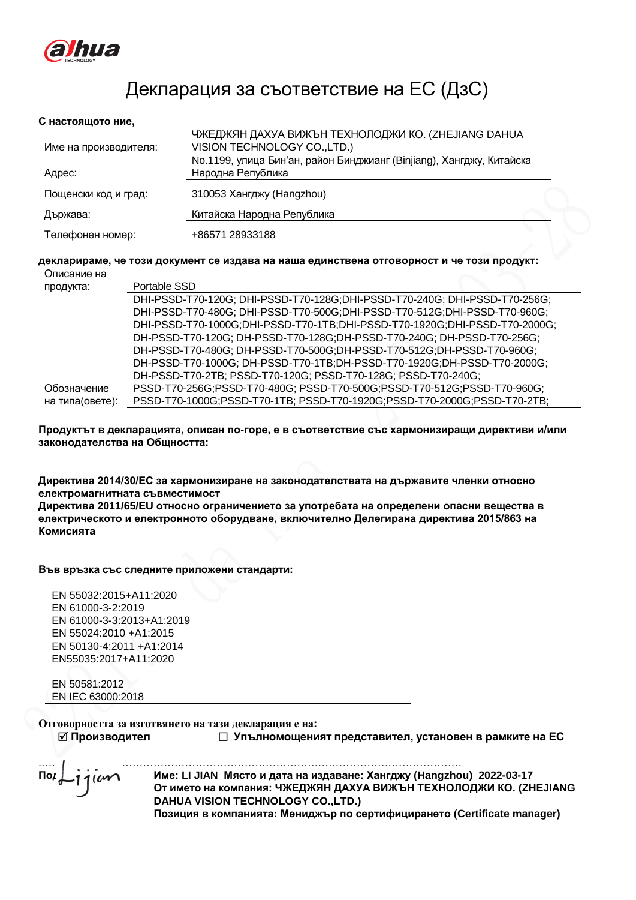alhua TECHNOLOGY

# Декларация за съответствие на ЕС (ДзС)

**С настоящото ние,**

| | |
|---|---|
| Име на производителя: | ЧЖЕДЖЯН ДАХУА ВИЖЪН ТЕХНОЛОДЖИ КО. (ZHEJIANG DAHUA VISION TECHNOLOGY CO.,LTD.) |
| Адрес: | No.1199, улица Бин'ан, район Бинджианг (Binjiang), Хангджу, Китайска Народна Република |
| Пощенски код и град: | 310053 Хангджу (Hangzhou) |
| Държава: | Китайска Народна Република |
| Телефонен номер: | +86571 28933188 |

**декларираме, че този документ се издава на наша единствена отговорност и че този продукт:**

| | |
|---|---|
| Описание на продукта: | Portable SSD |
| Обозначение на типа(овете): | DHI-PSSD-T70-120G; DHI-PSSD-T70-128G;DHI-PSSD-T70-240G; DHI-PSSD-T70-256G; DHI-PSSD-T70-480G; DHI-PSSD-T70-500G;DHI-PSSD-T70-512G;DHI-PSSD-T70-960G; DHI-PSSD-T70-1000G;DHI-PSSD-T70-1TB;DHI-PSSD-T70-1920G;DHI-PSSD-T70-2000G; DH-PSSD-T70-120G; DH-PSSD-T70-128G;DH-PSSD-T70-240G; DH-PSSD-T70-256G; DH-PSSD-T70-480G; DH-PSSD-T70-500G;DH-PSSD-T70-512G;DH-PSSD-T70-960G; DH-PSSD-T70-1000G; DH-PSSD-T70-1TB;DH-PSSD-T70-1920G;DH-PSSD-T70-2000G; DH-PSSD-T70-2TB; PSSD-T70-120G; PSSD-T70-128G; PSSD-T70-240G; PSSD-T70-256G;PSSD-T70-480G; PSSD-T70-500G;PSSD-T70-512G;PSSD-T70-960G; PSSD-T70-1000G;PSSD-T70-1TB; PSSD-T70-1920G;PSSD-T70-2000G;PSSD-T70-2TB; |

**Продуктът в декларацията, описан по-горе, е в съответствие със хармонизиращи директиви и/или законодателства на Общността:**

**Директива 2014/30/ЕС за хармонизиране на законодателствата на държавите членки относно електромагнитната съвместимост**
**Директива 2011/65/EU относно ограничението за употребата на определени опасни вещества в електрическото и електронното оборудване, включително Делегирана директива 2015/863 на Комисията**

**Във връзка със следните приложени стандарти:**

EN 55032:2015+A11:2020
EN 61000-3-2:2019
EN 61000-3-3:2013+A1:2019
EN 55024:2010 +A1:2015
EN 50130-4:2011 +A1:2014
EN55035:2017+A11:2020

EN 50581:2012
EN IEC 63000:2018

**Отговорността за изготвянето на тази декларация е на:**

☑ **Производител** ☐ **Упълномощеният представител, установен в рамките на ЕС**

Под Lijian

**Име: LI JIAN Място и дата на издаване: Хангджу (Hangzhou) 2022-03-17**
**От името на компания: ЧЖЕДЖЯН ДАХУА ВИЖЪН ТЕХНОЛОДЖИ КО. (ZHEJIANG DAHUA VISION TECHNOLOGY CO.,LTD.)**
**Позиция в компанията: Мениджър по сертифицирането (Certificate manager)**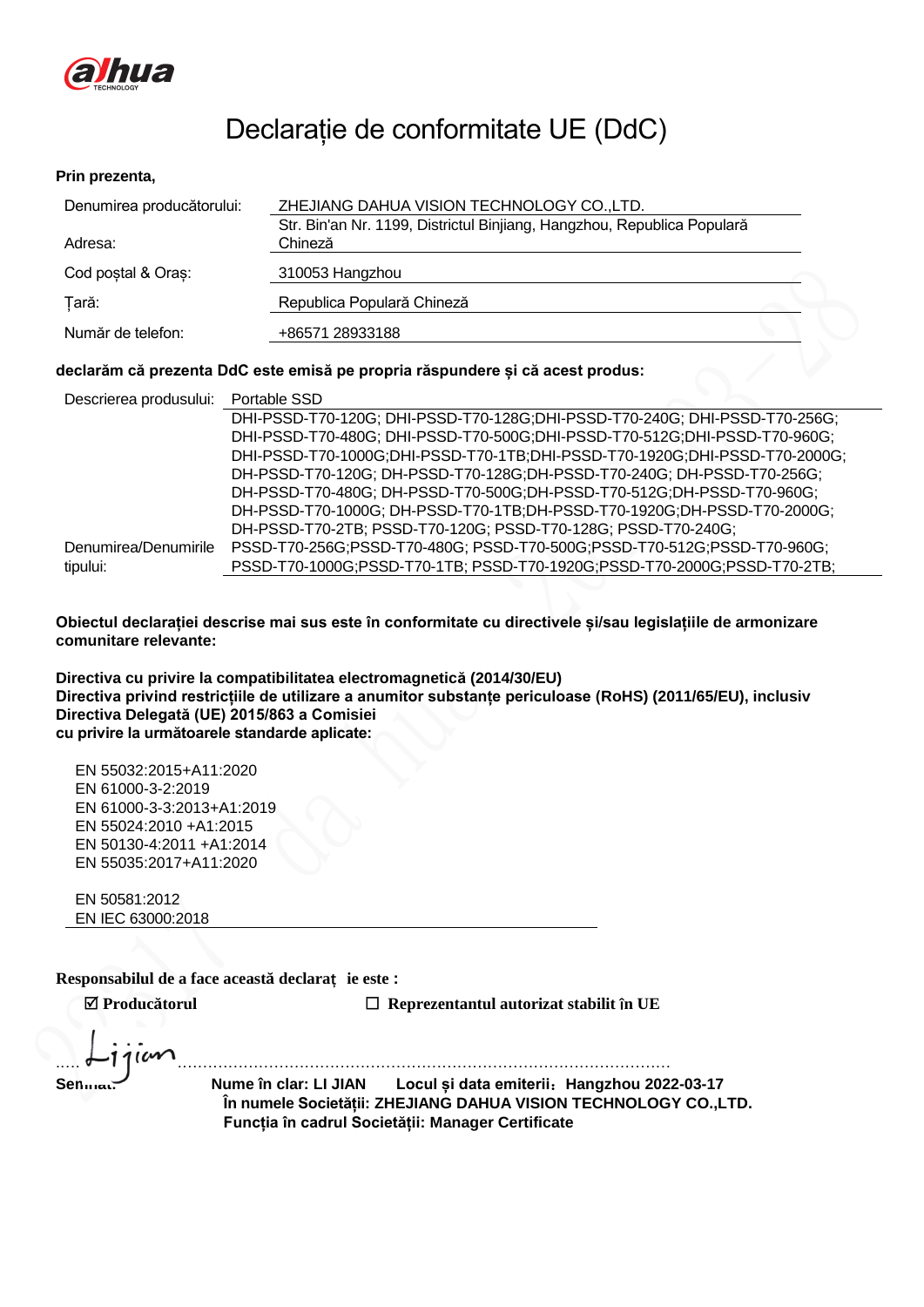alhua TECHNOLOGY

# Declarație de conformitate UE (DdC)

**Prin prezenta,**

| | |
|---|---|
| Denumirea producătorului: | ZHEJIANG DAHUA VISION TECHNOLOGY CO.,LTD. |
| Adresa: | Str. Bin'an Nr. 1199, Districtul Binjiang, Hangzhou, Republica Populară Chineză |
| Cod poștal & Oraș: | 310053 Hangzhou |
| Țară: | Republica Populară Chineză |
| Număr de telefon: | +86571 28933188 |

**declarăm că prezenta DdC este emisă pe propria răspundere și că acest produs:**

| | |
|---|---|
| Descrierea produsului: | Portable SSD |
| Denumirea/Denumirile tipului: | DHI-PSSD-T70-120G; DHI-PSSD-T70-128G;DHI-PSSD-T70-240G; DHI-PSSD-T70-256G; DHI-PSSD-T70-480G; DHI-PSSD-T70-500G;DHI-PSSD-T70-512G;DHI-PSSD-T70-960G; DHI-PSSD-T70-1000G;DHI-PSSD-T70-1TB;DHI-PSSD-T70-1920G;DHI-PSSD-T70-2000G; DH-PSSD-T70-120G; DH-PSSD-T70-128G;DH-PSSD-T70-240G; DH-PSSD-T70-256G; DH-PSSD-T70-480G; DH-PSSD-T70-500G;DH-PSSD-T70-512G;DH-PSSD-T70-960G; DH-PSSD-T70-1000G; DH-PSSD-T70-1TB;DH-PSSD-T70-1920G;DH-PSSD-T70-2000G; DH-PSSD-T70-2TB; PSSD-T70-120G; PSSD-T70-128G; PSSD-T70-240G; PSSD-T70-256G;PSSD-T70-480G; PSSD-T70-500G;PSSD-T70-512G;PSSD-T70-960G; PSSD-T70-1000G;PSSD-T70-1TB; PSSD-T70-1920G;PSSD-T70-2000G;PSSD-T70-2TB; |

**Obiectul declarației descrise mai sus este în conformitate cu directivele și/sau legislațiile de armonizare comunitare relevante:**

**Directiva cu privire la compatibilitatea electromagnetică (2014/30/EU)**
**Directiva privind restricțiile de utilizare a anumitor substanțe periculoase (RoHS) (2011/65/EU), inclusiv Directiva Delegată (UE) 2015/863 a Comisiei**
**cu privire la următoarele standarde aplicate:**

EN 55032:2015+A11:2020
EN 61000-3-2:2019
EN 61000-3-3:2013+A1:2019
EN 55024:2010 +A1:2015
EN 50130-4:2011 +A1:2014
EN 55035:2017+A11:2020

EN 50581:2012
EN IEC 63000:2018

**Responsabilul de a face această declarați ie este :**

☑ **Producătorul** ☐ **Reprezentantul autorizat stabilit în UE**

.....Lijian..........................................................................................................

**Semnat:** **Nume în clar: LI JIAN** **Locul și data emiterii：Hangzhou 2022-03-17**
**În numele Societății: ZHEJIANG DAHUA VISION TECHNOLOGY CO.,LTD.**
**Funcția în cadrul Societății: Manager Certificate**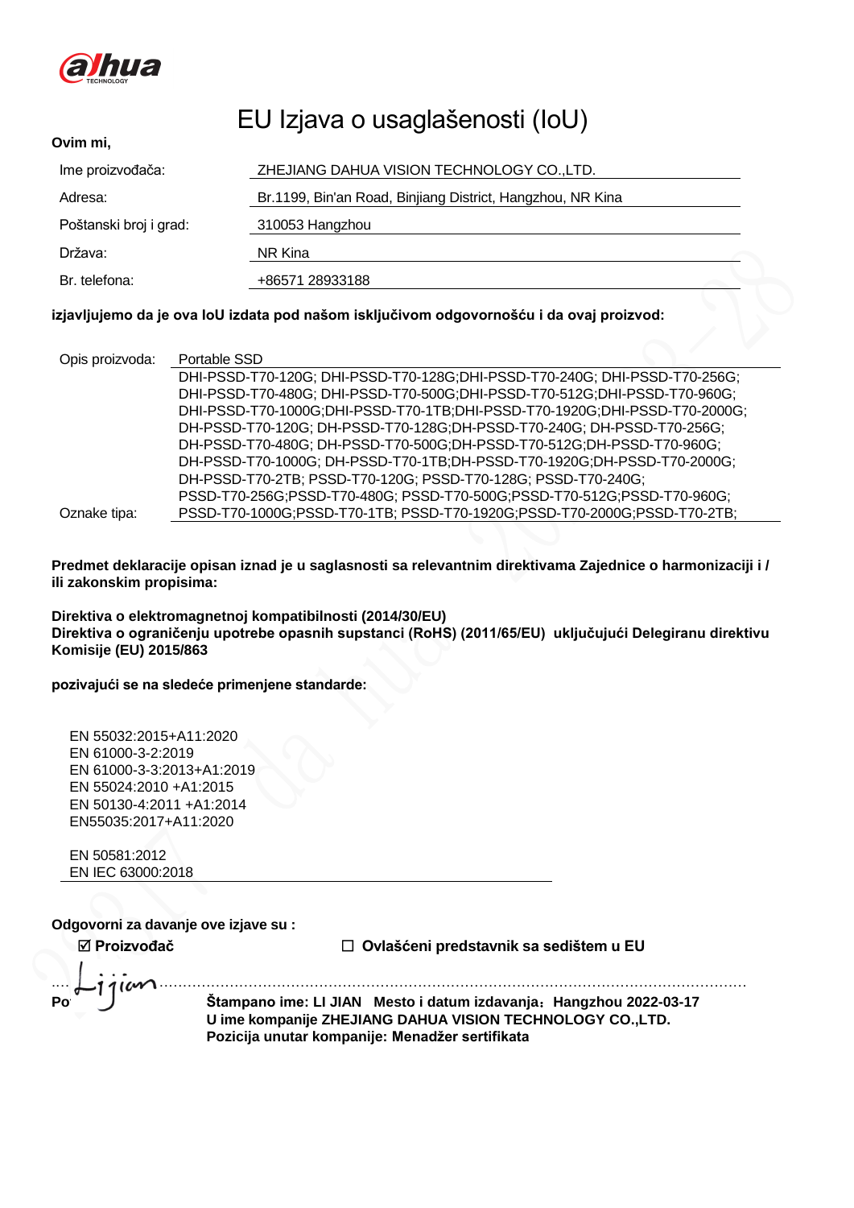alhua
TECHNOLOGY

# EU Izjava o usaglašenosti (IoU)

**Ovim mi,**

| | |
|---|---|
| Ime proizvođača: | ZHEJIANG DAHUA VISION TECHNOLOGY CO.,LTD. |
| Adresa: | Br.1199, Bin'an Road, Binjiang District, Hangzhou, NR Kina |
| Poštanski broj i grad: | 310053 Hangzhou |
| Država: | NR Kina |
| Br. telefona: | +86571 28933188 |

**izjavljujemo da je ova IoU izdata pod našom isključivom odgovornošću i da ovaj proizvod:**

| | |
|---|---|
| Opis proizvoda: | Portable SSD |
| Oznake tipa: | DHI-PSSD-T70-120G; DHI-PSSD-T70-128G;DHI-PSSD-T70-240G; DHI-PSSD-T70-256G; DHI-PSSD-T70-480G; DHI-PSSD-T70-500G;DHI-PSSD-T70-512G;DHI-PSSD-T70-960G; DHI-PSSD-T70-1000G;DHI-PSSD-T70-1TB;DHI-PSSD-T70-1920G;DHI-PSSD-T70-2000G; DH-PSSD-T70-120G; DH-PSSD-T70-128G;DH-PSSD-T70-240G; DH-PSSD-T70-256G; DH-PSSD-T70-480G; DH-PSSD-T70-500G;DH-PSSD-T70-512G;DH-PSSD-T70-960G; DH-PSSD-T70-1000G; DH-PSSD-T70-1TB;DH-PSSD-T70-1920G;DH-PSSD-T70-2000G; DH-PSSD-T70-2TB; PSSD-T70-120G; PSSD-T70-128G; PSSD-T70-240G; PSSD-T70-256G;PSSD-T70-480G; PSSD-T70-500G;PSSD-T70-512G;PSSD-T70-960G; PSSD-T70-1000G;PSSD-T70-1TB; PSSD-T70-1920G;PSSD-T70-2000G;PSSD-T70-2TB; |

**Predmet deklaracije opisan iznad je u saglasnosti sa relevantnim direktivama Zajednice o harmonizaciji i / ili zakonskim propisima:**

**Direktiva o elektromagnetnoj kompatibilnosti (2014/30/EU)**
**Direktiva o ograničenju upotrebe opasnih supstanci (RoHS) (2011/65/EU) uključujući Delegiranu direktivu Komisije (EU) 2015/863**

**pozivajući se na sledeće primenjene standarde:**

EN 55032:2015+A11:2020
EN 61000-3-2:2019
EN 61000-3-3:2013+A1:2019
EN 55024:2010 +A1:2015
EN 50130-4:2011 +A1:2014
EN55035:2017+A11:2020

EN 50581:2012
EN IEC 63000:2018

**Odgovorni za davanje ove izjave su :**

☑ **Proizvođač** ☐ **Ovlašćeni predstavnik sa sedištem u EU**

Po

**Štampano ime: LI JIAN Mesto i datum izdavanja：Hangzhou 2022-03-17**
**U ime kompanije ZHEJIANG DAHUA VISION TECHNOLOGY CO.,LTD.**
**Pozicija unutar kompanije: Menadžer sertifikata**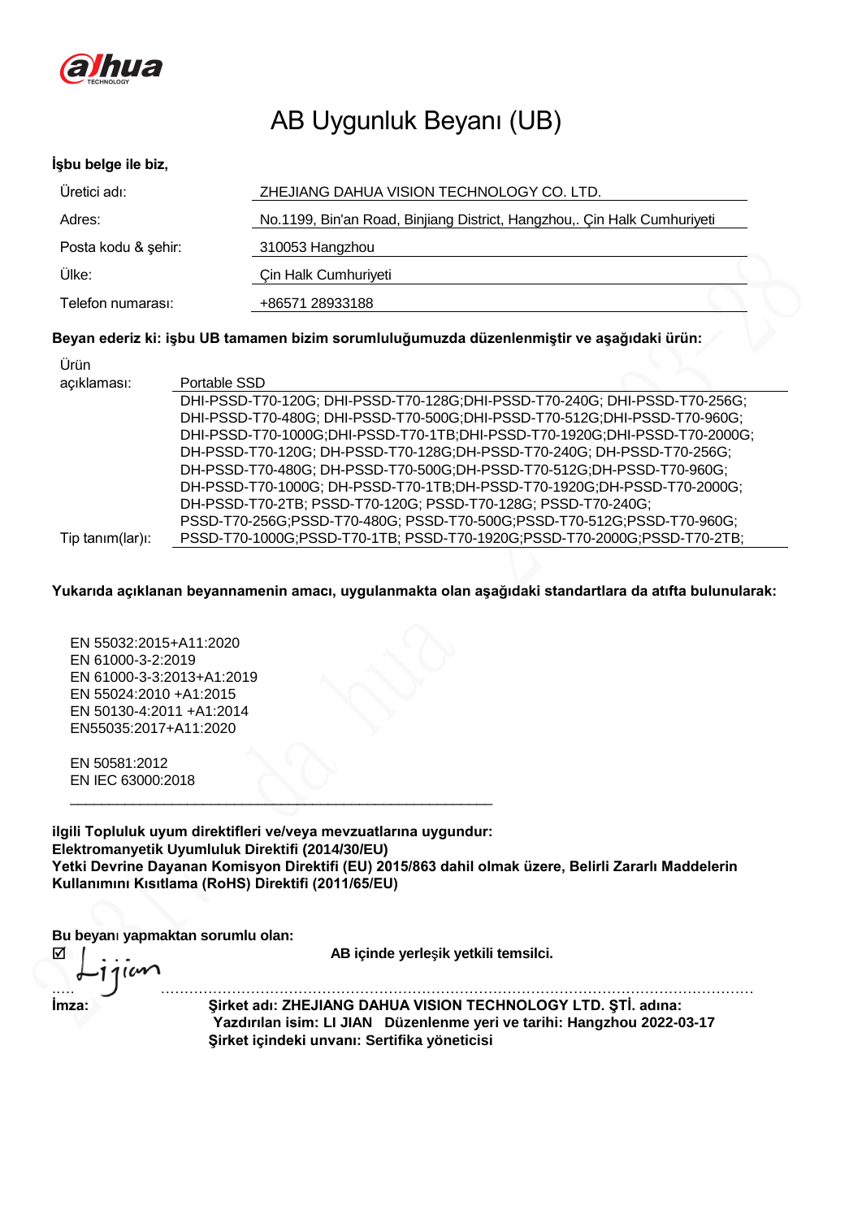# AB Uygunluk Beyanı (UB)

**İşbu belge ile biz,**

| | |
|---|---|
| Üretici adı: | ZHEJIANG DAHUA VISION TECHNOLOGY CO. LTD. |
| Adres: | No.1199, Bin'an Road, Binjiang District, Hangzhou,. Çin Halk Cumhuriyeti |
| Posta kodu & şehir: | 310053 Hangzhou |
| Ülke: | Çin Halk Cumhuriyeti |
| Telefon numarası: | +86571 28933188 |

**Beyan ederiz ki: işbu UB tamamen bizim sorumluluğumuzda düzenlenmiştir ve aşağıdaki ürün:**

| | |
|---|---|
| Ürün açıklaması: | Portable SSD |
| Tip tanım(lar)ı: | DHI-PSSD-T70-120G; DHI-PSSD-T70-128G;DHI-PSSD-T70-240G; DHI-PSSD-T70-256G; DHI-PSSD-T70-480G; DHI-PSSD-T70-500G;DHI-PSSD-T70-512G;DHI-PSSD-T70-960G; DHI-PSSD-T70-1000G;DHI-PSSD-T70-1TB;DHI-PSSD-T70-1920G;DHI-PSSD-T70-2000G; DH-PSSD-T70-120G; DH-PSSD-T70-128G;DH-PSSD-T70-240G; DH-PSSD-T70-256G; DH-PSSD-T70-480G; DH-PSSD-T70-500G;DH-PSSD-T70-512G;DH-PSSD-T70-960G; DH-PSSD-T70-1000G; DH-PSSD-T70-1TB;DH-PSSD-T70-1920G;DH-PSSD-T70-2000G; DH-PSSD-T70-2TB; PSSD-T70-120G; PSSD-T70-128G; PSSD-T70-240G; PSSD-T70-256G;PSSD-T70-480G; PSSD-T70-500G;PSSD-T70-512G;PSSD-T70-960G; PSSD-T70-1000G;PSSD-T70-1TB; PSSD-T70-1920G;PSSD-T70-2000G;PSSD-T70-2TB; |

**Yukarıda açıklanan beyannamenin amacı, uygulanmakta olan aşağıdaki standartlara da atıfta bulunularak:**

EN 55032:2015+A11:2020
EN 61000-3-2:2019
EN 61000-3-3:2013+A1:2019
EN 55024:2010 +A1:2015
EN 50130-4:2011 +A1:2014
EN55035:2017+A11:2020

EN 50581:2012
EN IEC 63000:2018

**ilgili Topluluk uyum direktifleri ve/veya mevzuatlarına uygundur:**
**Elektromanyetik Uyumluluk Direktifi (2014/30/EU)**
**Yetki Devrine Dayanan Komisyon Direktifi (EU) 2015/863 dahil olmak üzere, Belirli Zararlı Maddelerin Kullanımını Kısıtlama (RoHS) Direktifi (2011/65/EU)**

**Bu beyanı yapmaktan sorumlu olan:**

☑ Lijian **AB içinde yerleşik yetkili temsilci.**

**İmza:** **Şirket adı: ZHEJIANG DAHUA VISION TECHNOLOGY LTD. ŞTİ. adına:**
**Yazdırılan isim: LI JIAN Düzenlenme yeri ve tarihi: Hangzhou 2022-03-17**
**Şirket içindeki unvanı: Sertifika yöneticisi**